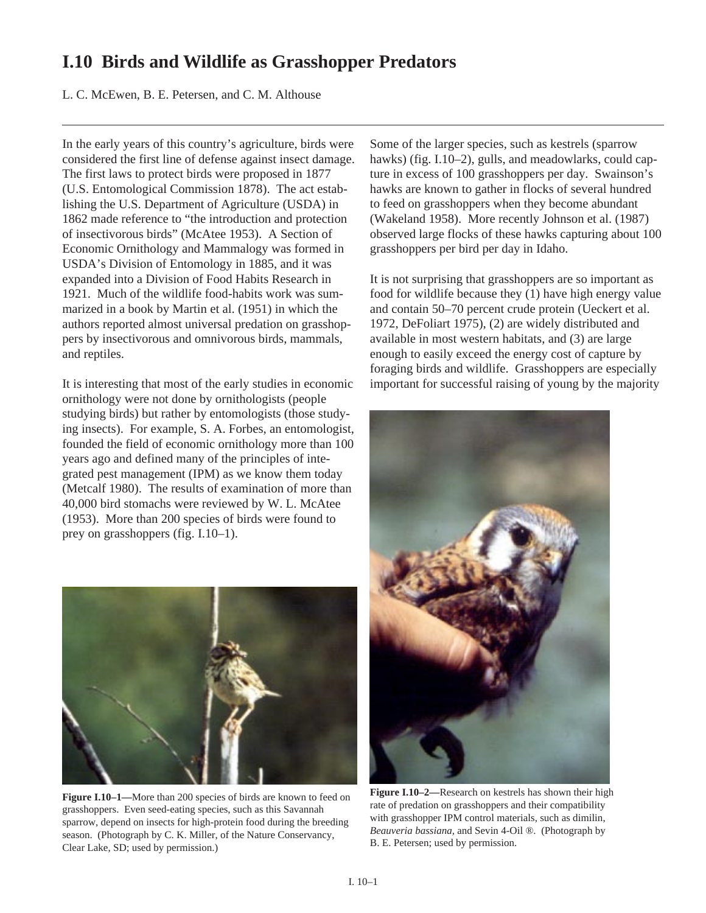# I.10 Birds and Wildlife as Grasshopper Predators

L. C. McEwen, B. E. Petersen, and C. M. Althouse

In the early years of this country's agriculture, birds were considered the first line of defense against insect damage. The first laws to protect birds were proposed in 1877 (U.S. Entomological Commission 1878). The act establishing the U.S. Department of Agriculture (USDA) in 1862 made reference to "the introduction and protection of insectivorous birds" (McAtee 1953). A Section of Economic Ornithology and Mammalogy was formed in USDA's Division of Entomology in 1885, and it was expanded into a Division of Food Habits Research in 1921. Much of the wildlife food-habits work was summarized in a book by Martin et al. (1951) in which the authors reported almost universal predation on grasshoppers by insectivorous and omnivorous birds, mammals, and reptiles.

It is interesting that most of the early studies in economic ornithology were not done by ornithologists (people studying birds) but rather by entomologists (those studying insects). For example, S. A. Forbes, an entomologist, founded the field of economic ornithology more than 100 years ago and defined many of the principles of integrated pest management (IPM) as we know them today (Metcalf 1980). The results of examination of more than 40,000 bird stomachs were reviewed by W. L. McAtee (1953). More than 200 species of birds were found to prey on grasshoppers (fig. I.10–1).

**Figure I.10–1—**More than 200 species of birds are known to feed on grasshoppers. Even seed-eating species, such as this Savannah sparrow, depend on insects for high-protein food during the breeding season. (Photograph by C. K. Miller, of the Nature Conservancy, Clear Lake, SD; used by permission.)

Some of the larger species, such as kestrels (sparrow hawks) (fig. I.10–2), gulls, and meadowlarks, could capture in excess of 100 grasshoppers per day. Swainson's hawks are known to gather in flocks of several hundred to feed on grasshoppers when they become abundant (Wakeland 1958). More recently Johnson et al. (1987) observed large flocks of these hawks capturing about 100 grasshoppers per bird per day in Idaho.

It is not surprising that grasshoppers are so important as food for wildlife because they (1) have high energy value and contain 50–70 percent crude protein (Ueckert et al. 1972, DeFoliart 1975), (2) are widely distributed and available in most western habitats, and (3) are large enough to easily exceed the energy cost of capture by foraging birds and wildlife. Grasshoppers are especially important for successful raising of young by the majority

**Figure I.10–2—**Research on kestrels has shown their high rate of predation on grasshoppers and their compatibility with grasshopper IPM control materials, such as dimilin, *Beauveria bassiana*, and Sevin 4-Oil ®. (Photograph by B. E. Petersen; used by permission.)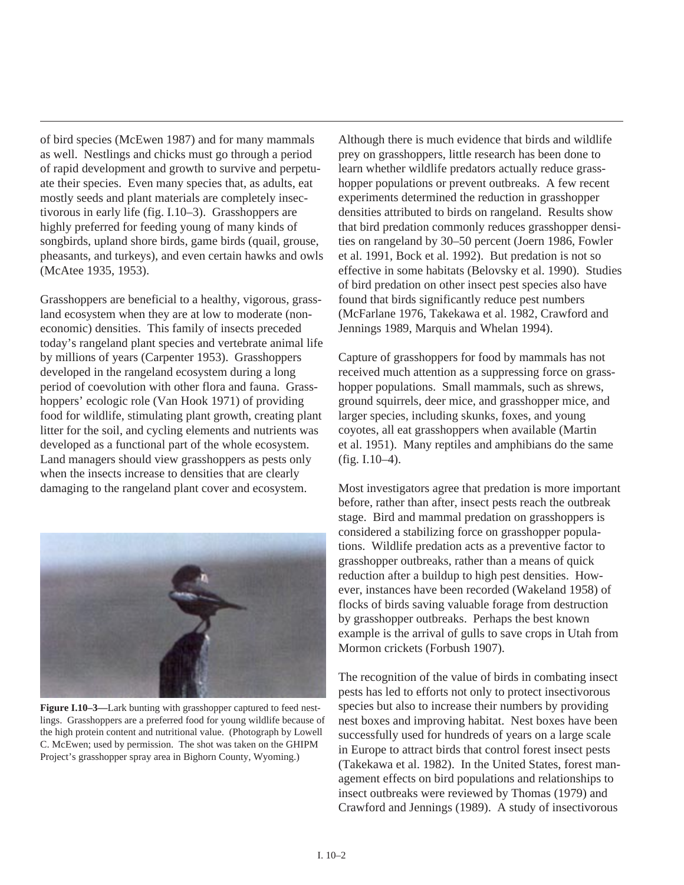of bird species (McEwen 1987) and for many mammals as well. Nestlings and chicks must go through a period of rapid development and growth to survive and perpetuate their species. Even many species that, as adults, eat mostly seeds and plant materials are completely insectivorous in early life (fig. I.10–3). Grasshoppers are highly preferred for feeding young of many kinds of songbirds, upland shore birds, game birds (quail, grouse, pheasants, and turkeys), and even certain hawks and owls (McAtee 1935, 1953).

Grasshoppers are beneficial to a healthy, vigorous, grassland ecosystem when they are at low to moderate (noneconomic) densities. This family of insects preceded today's rangeland plant species and vertebrate animal life by millions of years (Carpenter 1953). Grasshoppers developed in the rangeland ecosystem during a long period of coevolution with other flora and fauna. Grasshoppers' ecologic role (Van Hook 1971) of providing food for wildlife, stimulating plant growth, creating plant litter for the soil, and cycling elements and nutrients was developed as a functional part of the whole ecosystem. Land managers should view grasshoppers as pests only when the insects increase to densities that are clearly damaging to the rangeland plant cover and ecosystem.

**Figure I.10–3—**Lark bunting with grasshopper captured to feed nestlings. Grasshoppers are a preferred food for young wildlife because of the high protein content and nutritional value. (Photograph by Lowell C. McEwen; used by permission. The shot was taken on the GHIPM Project's grasshopper spray area in Bighorn County, Wyoming.)

Although there is much evidence that birds and wildlife prey on grasshoppers, little research has been done to learn whether wildlife predators actually reduce grasshopper populations or prevent outbreaks. A few recent experiments determined the reduction in grasshopper densities attributed to birds on rangeland. Results show that bird predation commonly reduces grasshopper densities on rangeland by 30–50 percent (Joern 1986, Fowler et al. 1991, Bock et al. 1992). But predation is not so effective in some habitats (Belovsky et al. 1990). Studies of bird predation on other insect pest species also have found that birds significantly reduce pest numbers (McFarlane 1976, Takekawa et al. 1982, Crawford and Jennings 1989, Marquis and Whelan 1994).

Capture of grasshoppers for food by mammals has not received much attention as a suppressing force on grasshopper populations. Small mammals, such as shrews, ground squirrels, deer mice, and grasshopper mice, and larger species, including skunks, foxes, and young coyotes, all eat grasshoppers when available (Martin et al. 1951). Many reptiles and amphibians do the same (fig. I.10–4).

Most investigators agree that predation is more important before, rather than after, insect pests reach the outbreak stage. Bird and mammal predation on grasshoppers is considered a stabilizing force on grasshopper populations. Wildlife predation acts as a preventive factor to grasshopper outbreaks, rather than a means of quick reduction after a buildup to high pest densities. However, instances have been recorded (Wakeland 1958) of flocks of birds saving valuable forage from destruction by grasshopper outbreaks. Perhaps the best known example is the arrival of gulls to save crops in Utah from Mormon crickets (Forbush 1907).

The recognition of the value of birds in combating insect pests has led to efforts not only to protect insectivorous species but also to increase their numbers by providing nest boxes and improving habitat. Nest boxes have been successfully used for hundreds of years on a large scale in Europe to attract birds that control forest insect pests (Takekawa et al. 1982). In the United States, forest management effects on bird populations and relationships to insect outbreaks were reviewed by Thomas (1979) and Crawford and Jennings (1989). A study of insectivorous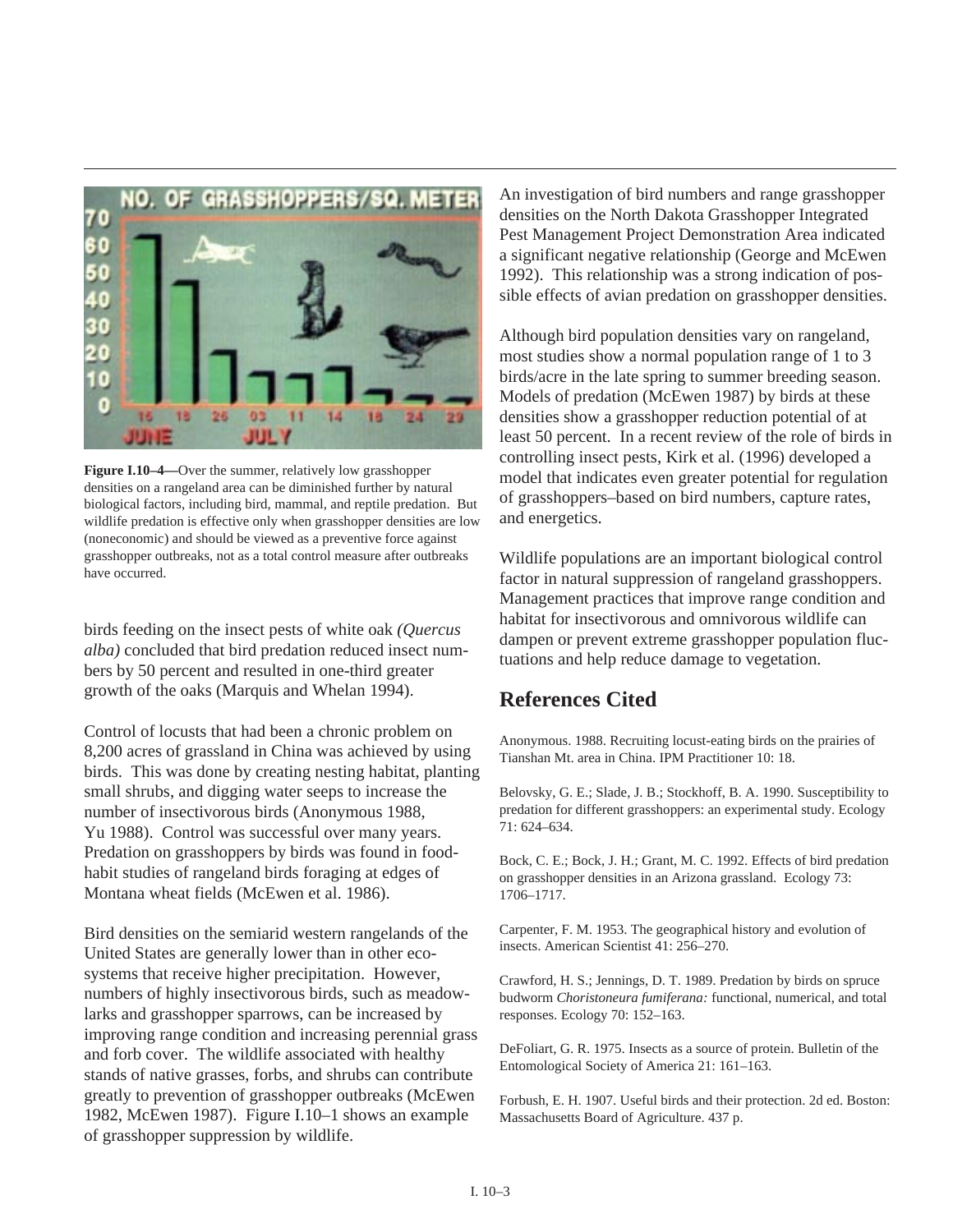**Figure I.10–4**—Over the summer, relatively low grasshopper densities on a rangeland area can be diminished further by natural biological factors, including bird, mammal, and reptile predation. But wildlife predation is effective only when grasshopper densities are low (noneconomic) and should be viewed as a preventive force against grasshopper outbreaks, not as a total control measure after outbreaks have occurred.

birds feeding on the insect pests of white oak *(Quercus alba)* concluded that bird predation reduced insect numbers by 50 percent and resulted in one-third greater growth of the oaks (Marquis and Whelan 1994).

Control of locusts that had been a chronic problem on 8,200 acres of grassland in China was achieved by using birds. This was done by creating nesting habitat, planting small shrubs, and digging water seeps to increase the number of insectivorous birds (Anonymous 1988, Yu 1988). Control was successful over many years. Predation on grasshoppers by birds was found in food-habit studies of rangeland birds foraging at edges of Montana wheat fields (McEwen et al. 1986).

Bird densities on the semiarid western rangelands of the United States are generally lower than in other ecosystems that receive higher precipitation. However, numbers of highly insectivorous birds, such as meadowlarks and grasshopper sparrows, can be increased by improving range condition and increasing perennial grass and forb cover. The wildlife associated with healthy stands of native grasses, forbs, and shrubs can contribute greatly to prevention of grasshopper outbreaks (McEwen 1982, McEwen 1987). Figure I.10–1 shows an example of grasshopper suppression by wildlife.

An investigation of bird numbers and range grasshopper densities on the North Dakota Grasshopper Integrated Pest Management Project Demonstration Area indicated a significant negative relationship (George and McEwen 1992). This relationship was a strong indication of possible effects of avian predation on grasshopper densities.

Although bird population densities vary on rangeland, most studies show a normal population range of 1 to 3 birds/acre in the late spring to summer breeding season. Models of predation (McEwen 1987) by birds at these densities show a grasshopper reduction potential of at least 50 percent. In a recent review of the role of birds in controlling insect pests, Kirk et al. (1996) developed a model that indicates even greater potential for regulation of grasshoppers–based on bird numbers, capture rates, and energetics.

Wildlife populations are an important biological control factor in natural suppression of rangeland grasshoppers. Management practices that improve range condition and habitat for insectivorous and omnivorous wildlife can dampen or prevent extreme grasshopper population fluctuations and help reduce damage to vegetation.

## References Cited

Anonymous. 1988. Recruiting locust-eating birds on the prairies of Tianshan Mt. area in China. IPM Practitioner 10: 18.

Belovsky, G. E.; Slade, J. B.; Stockhoff, B. A. 1990. Susceptibility to predation for different grasshoppers: an experimental study. Ecology 71: 624–634.

Bock, C. E.; Bock, J. H.; Grant, M. C. 1992. Effects of bird predation on grasshopper densities in an Arizona grassland. Ecology 73: 1706–1717.

Carpenter, F. M. 1953. The geographical history and evolution of insects. American Scientist 41: 256–270.

Crawford, H. S.; Jennings, D. T. 1989. Predation by birds on spruce budworm *Choristoneura fumiferana:* functional, numerical, and total responses. Ecology 70: 152–163.

DeFoliart, G. R. 1975. Insects as a source of protein. Bulletin of the Entomological Society of America 21: 161–163.

Forbush, E. H. 1907. Useful birds and their protection. 2d ed. Boston: Massachusetts Board of Agriculture. 437 p.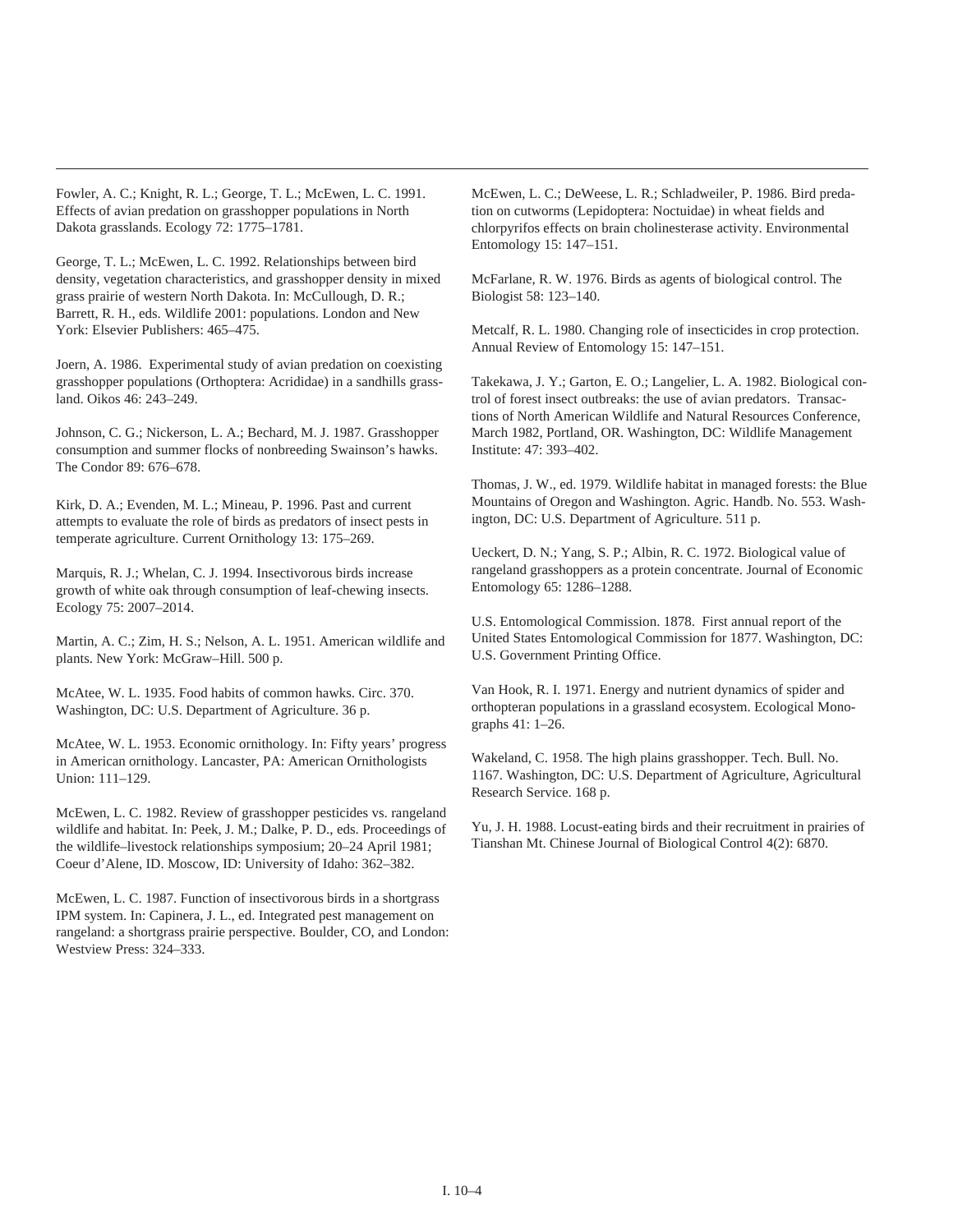Fowler, A. C.; Knight, R. L.; George, T. L.; McEwen, L. C. 1991. Effects of avian predation on grasshopper populations in North Dakota grasslands. Ecology 72: 1775–1781.

George, T. L.; McEwen, L. C. 1992. Relationships between bird density, vegetation characteristics, and grasshopper density in mixed grass prairie of western North Dakota. In: McCullough, D. R.; Barrett, R. H., eds. Wildlife 2001: populations. London and New York: Elsevier Publishers: 465–475.

Joern, A. 1986. Experimental study of avian predation on coexisting grasshopper populations (Orthoptera: Acrididae) in a sandhills grassland. Oikos 46: 243–249.

Johnson, C. G.; Nickerson, L. A.; Bechard, M. J. 1987. Grasshopper consumption and summer flocks of nonbreeding Swainson's hawks. The Condor 89: 676–678.

Kirk, D. A.; Evenden, M. L.; Mineau, P. 1996. Past and current attempts to evaluate the role of birds as predators of insect pests in temperate agriculture. Current Ornithology 13: 175–269.

Marquis, R. J.; Whelan, C. J. 1994. Insectivorous birds increase growth of white oak through consumption of leaf-chewing insects. Ecology 75: 2007–2014.

Martin, A. C.; Zim, H. S.; Nelson, A. L. 1951. American wildlife and plants. New York: McGraw–Hill. 500 p.

McAtee, W. L. 1935. Food habits of common hawks. Circ. 370. Washington, DC: U.S. Department of Agriculture. 36 p.

McAtee, W. L. 1953. Economic ornithology. In: Fifty years' progress in American ornithology. Lancaster, PA: American Ornithologists Union: 111–129.

McEwen, L. C. 1982. Review of grasshopper pesticides vs. rangeland wildlife and habitat. In: Peek, J. M.; Dalke, P. D., eds. Proceedings of the wildlife–livestock relationships symposium; 20–24 April 1981; Coeur d'Alene, ID. Moscow, ID: University of Idaho: 362–382.

McEwen, L. C. 1987. Function of insectivorous birds in a shortgrass IPM system. In: Capinera, J. L., ed. Integrated pest management on rangeland: a shortgrass prairie perspective. Boulder, CO, and London: Westview Press: 324–333.

McEwen, L. C.; DeWeese, L. R.; Schladweiler, P. 1986. Bird predation on cutworms (Lepidoptera: Noctuidae) in wheat fields and chlorpyrifos effects on brain cholinesterase activity. Environmental Entomology 15: 147–151.

McFarlane, R. W. 1976. Birds as agents of biological control. The Biologist 58: 123–140.

Metcalf, R. L. 1980. Changing role of insecticides in crop protection. Annual Review of Entomology 15: 147–151.

Takekawa, J. Y.; Garton, E. O.; Langelier, L. A. 1982. Biological control of forest insect outbreaks: the use of avian predators. Transactions of North American Wildlife and Natural Resources Conference, March 1982, Portland, OR. Washington, DC: Wildlife Management Institute: 47: 393–402.

Thomas, J. W., ed. 1979. Wildlife habitat in managed forests: the Blue Mountains of Oregon and Washington. Agric. Handb. No. 553. Washington, DC: U.S. Department of Agriculture. 511 p.

Ueckert, D. N.; Yang, S. P.; Albin, R. C. 1972. Biological value of rangeland grasshoppers as a protein concentrate. Journal of Economic Entomology 65: 1286–1288.

U.S. Entomological Commission. 1878. First annual report of the United States Entomological Commission for 1877. Washington, DC: U.S. Government Printing Office.

Van Hook, R. I. 1971. Energy and nutrient dynamics of spider and orthopteran populations in a grassland ecosystem. Ecological Monographs 41: 1–26.

Wakeland, C. 1958. The high plains grasshopper. Tech. Bull. No. 1167. Washington, DC: U.S. Department of Agriculture, Agricultural Research Service. 168 p.

Yu, J. H. 1988. Locust-eating birds and their recruitment in prairies of Tianshan Mt. Chinese Journal of Biological Control 4(2): 6870.